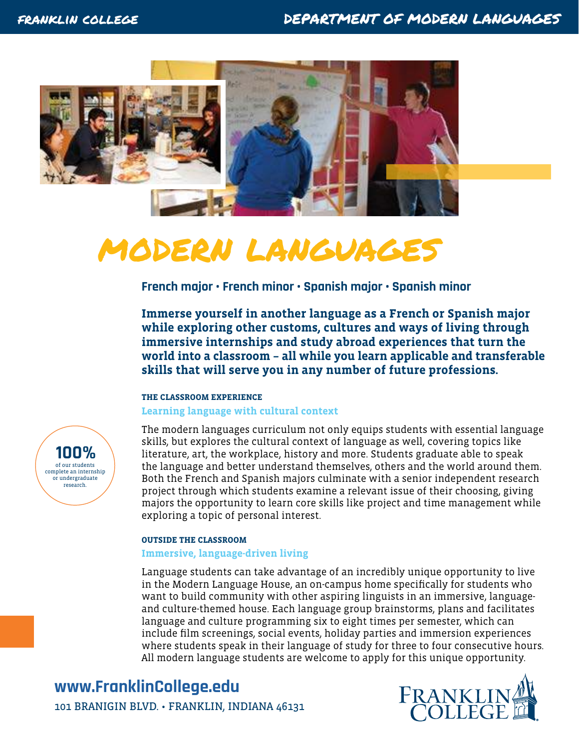# MODERN LANGUAGES

**French major • French minor • Spanish major • Spanish minor**

**Immerse yourself in another language as a French or Spanish major while exploring other customs, cultures and ways of living through immersive internships and study abroad experiences that turn the world into a classroom – all while you learn applicable and transferable skills that will serve you in any number of future professions.**

**100%** of our students complete an internship or undergraduate research.

#### THE CLASSROOM EXPERIENCE

**Learning language with cultural context**

The modern languages curriculum not only equips students with essential language skills, but explores the cultural context of language as well, covering topics like literature, art, the workplace, history and more. Students graduate able to speak the language and better understand themselves, others and the world around them. Both the French and Spanish majors culminate with a senior independent research project through which students examine a relevant issue of their choosing, giving majors the opportunity to learn core skills like project and time management while exploring a topic of personal interest.

#### OUTSIDE THE CLASSROOM

**Immersive, language-driven living**

Language students can take advantage of an incredibly unique opportunity to live in the Modern Language House, an on-campus home specifically for students who want to build community with other aspiring linguists in an immersive, language- and culture-themed house. Each language group brainstorms, plans and facilitates language and culture programming six to eight times per semester, which can include film screenings, social events, holiday parties and immersion experiences where students speak in their language of study for three to four consecutive hours. All modern language students are welcome to apply for this unique opportunity.

**www.FranklinCollege.edu**

101 BRANIGIN BLVD. • FRANKLIN, INDIANA 46131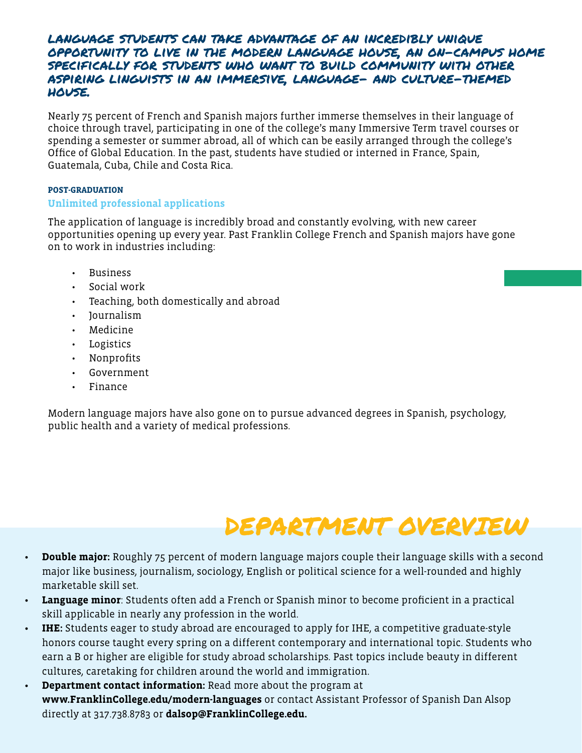**Language students can take advantage of an incredibly unique opportunity to live in the Modern Language House, an on-campus home specifically for students who want to build community with other aspiring linguists in an immersive, language- and culture-themed house.**

Nearly 75 percent of French and Spanish majors further immerse themselves in their language of choice through travel, participating in one of the college's many Immersive Term travel courses or spending a semester or summer abroad, all of which can be easily arranged through the college's Office of Global Education. In the past, students have studied or interned in France, Spain, Guatemala, Cuba, Chile and Costa Rica.

#### POST-GRADUATION

### Unlimited professional applications

The application of language is incredibly broad and constantly evolving, with new career opportunities opening up every year. Past Franklin College French and Spanish majors have gone on to work in industries including:

- Business
- Social work
- Teaching, both domestically and abroad
- Journalism
- Medicine
- Logistics
- Nonprofits
- Government
- Finance

Modern language majors have also gone on to pursue advanced degrees in Spanish, psychology, public health and a variety of medical professions.

## Department Overview

- **Double major:** Roughly 75 percent of modern language majors couple their language skills with a second major like business, journalism, sociology, English or political science for a well-rounded and highly marketable skill set.
- **Language minor**: Students often add a French or Spanish minor to become proficient in a practical skill applicable in nearly any profession in the world.
- **IHE:** Students eager to study abroad are encouraged to apply for IHE, a competitive graduate-style honors course taught every spring on a different contemporary and international topic. Students who earn a B or higher are eligible for study abroad scholarships. Past topics include beauty in different cultures, caretaking for children around the world and immigration.
- **Department contact information:** Read more about the program at **www.FranklinCollege.edu/modern-languages** or contact Assistant Professor of Spanish Dan Alsop directly at 317.738.8783 or **dalsop@FranklinCollege.edu.**